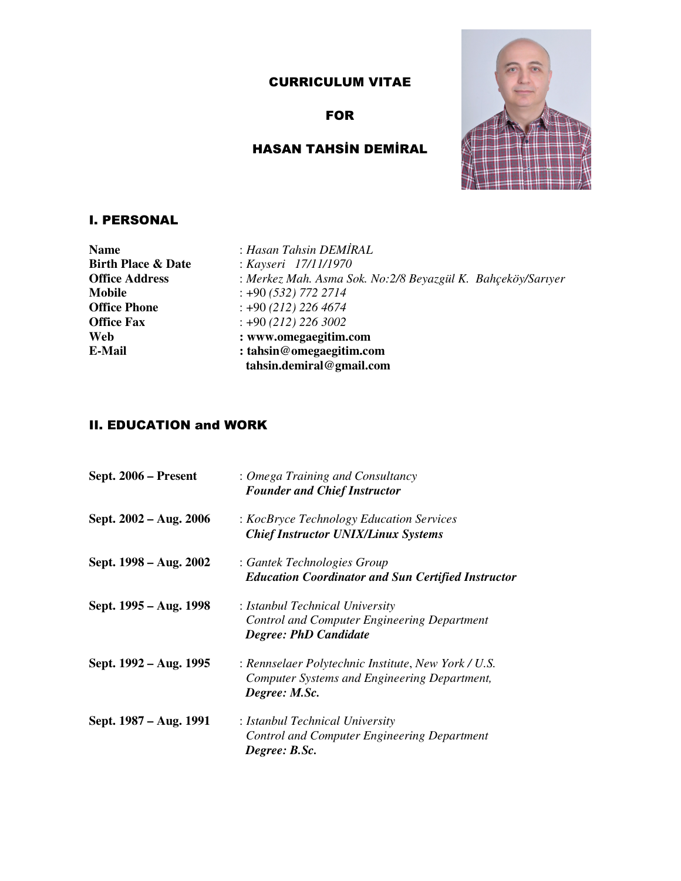# CURRICULUM VITAE

# FOR

# HASAN TAHSİN DEMİRAL

## I. PERSONAL

| | |
|---|---|
| **Name** | : *Hasan Tahsin DEMİRAL* |
| **Birth Place & Date** | : *Kayseri 17/11/1970* |
| **Office Address** | : *Merkez Mah. Asma Sok. No:2/8 Beyazgül K. Bahçeköy/Sarıyer* |
| **Mobile** | : +90 *(532) 772 2714* |
| **Office Phone** | : +90 *(212) 226 4674* |
| **Office Fax** | : +90 *(212) 226 3002* |
| **Web** | **: www.omegaegitim.com** |
| **E-Mail** | **: tahsin@omegaegitim.com** |
| | **tahsin.demiral@gmail.com** |

## II. EDUCATION and WORK

| | |
|---|---|
| **Sept. 2006 – Present** | : *Omega Training and Consultancy* <br> ***Founder and Chief Instructor*** |
| **Sept. 2002 – Aug. 2006** | : *KocBryce Technology Education Services* <br> ***Chief Instructor UNIX/Linux Systems*** |
| **Sept. 1998 – Aug. 2002** | : *Gantek Technologies Group* <br> ***Education Coordinator and Sun Certified Instructor*** |
| **Sept. 1995 – Aug. 1998** | : *Istanbul Technical University* <br> *Control and Computer Engineering Department* <br> ***Degree: PhD Candidate*** |
| **Sept. 1992 – Aug. 1995** | : *Rennselaer Polytechnic Institute, New York / U.S.* <br> *Computer Systems and Engineering Department,* <br> ***Degree: M.Sc.*** |
| **Sept. 1987 – Aug. 1991** | : *Istanbul Technical University* <br> *Control and Computer Engineering Department* <br> ***Degree: B.Sc.*** |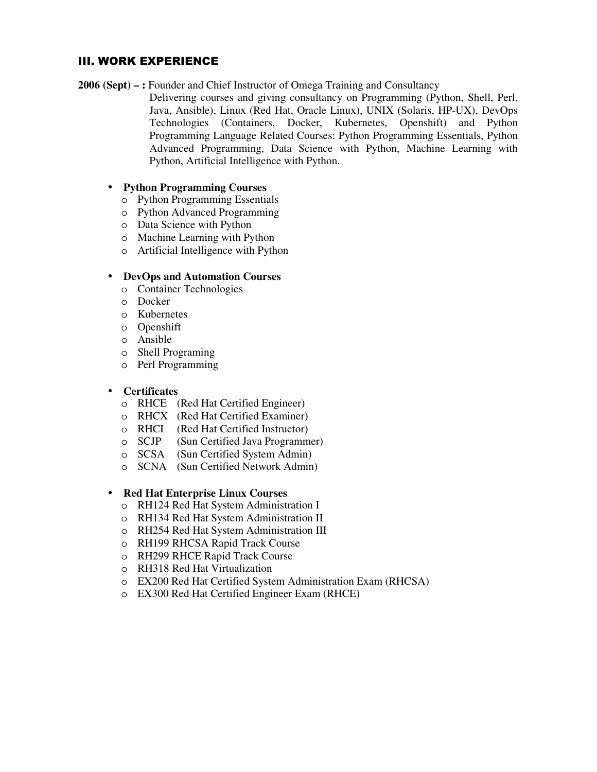## III. WORK EXPERIENCE

**2006 (Sept) – :** Founder and Chief Instructor of Omega Training and Consultancy
Delivering courses and giving consultancy on Programming (Python, Shell, Perl, Java, Ansible), Linux (Red Hat, Oracle Linux), UNIX (Solaris, HP-UX), DevOps Technologies (Containers, Docker, Kubernetes, Openshift) and Python Programming Language Related Courses: Python Programming Essentials, Python Advanced Programming, Data Science with Python, Machine Learning with Python, Artificial Intelligence with Python.

- **Python Programming Courses**
  - Python Programming Essentials
  - Python Advanced Programming
  - Data Science with Python
  - Machine Learning with Python
  - Artificial Intelligence with Python

- **DevOps and Automation Courses**
  - Container Technologies
  - Docker
  - Kubernetes
  - Openshift
  - Ansible
  - Shell Programing
  - Perl Programming

- **Certificates**
  - RHCE (Red Hat Certified Engineer)
  - RHCX (Red Hat Certified Examiner)
  - RHCI (Red Hat Certified Instructor)
  - SCJP (Sun Certified Java Programmer)
  - SCSA (Sun Certified System Admin)
  - SCNA (Sun Certified Network Admin)

- **Red Hat Enterprise Linux Courses**
  - RH124 Red Hat System Administration I
  - RH134 Red Hat System Administration II
  - RH254 Red Hat System Administration III
  - RH199 RHCSA Rapid Track Course
  - RH299 RHCE Rapid Track Course
  - RH318 Red Hat Virtualization
  - EX200 Red Hat Certified System Administration Exam (RHCSA)
  - EX300 Red Hat Certified Engineer Exam (RHCE)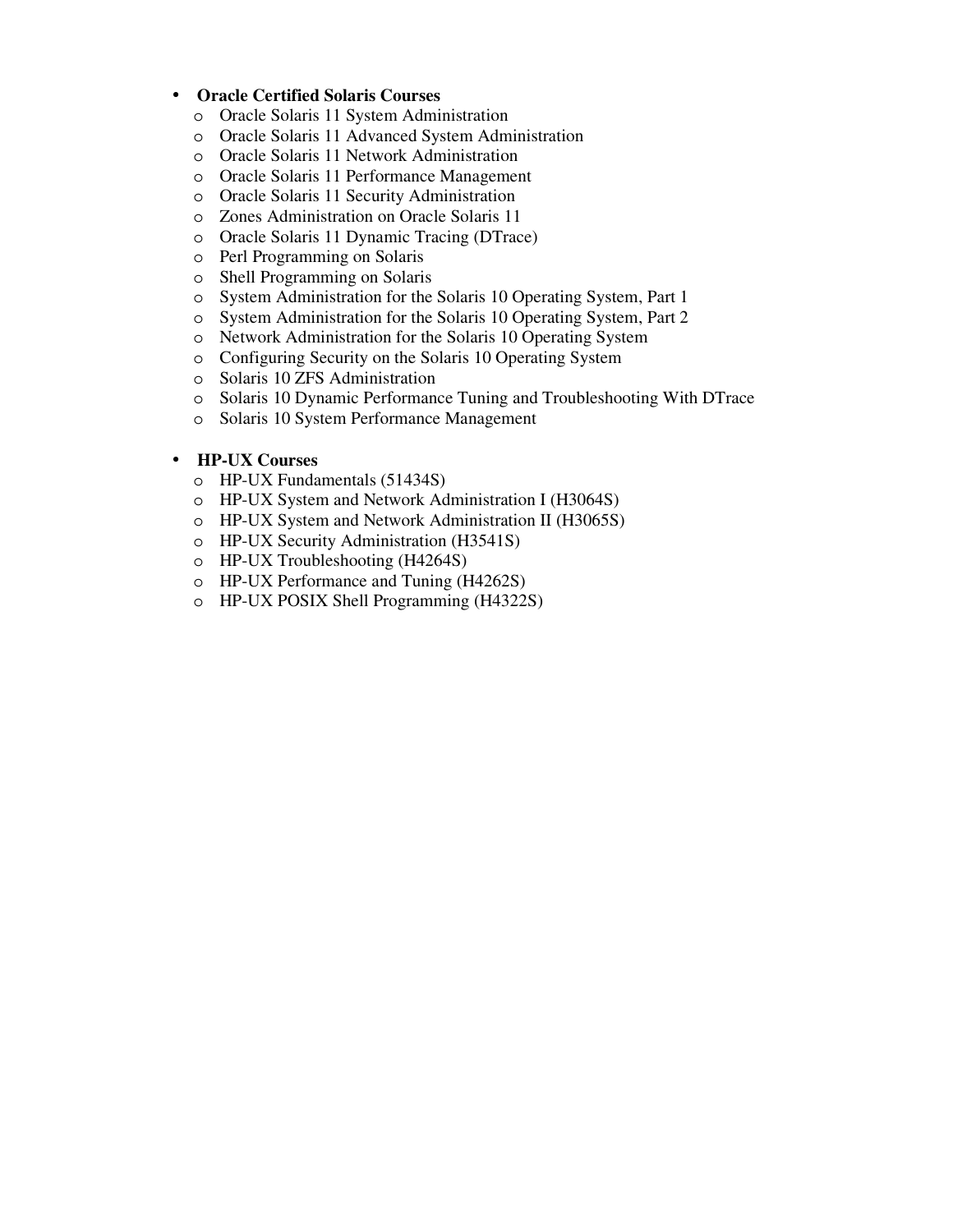- **Oracle Certified Solaris Courses**
  - Oracle Solaris 11 System Administration
  - Oracle Solaris 11 Advanced System Administration
  - Oracle Solaris 11 Network Administration
  - Oracle Solaris 11 Performance Management
  - Oracle Solaris 11 Security Administration
  - Zones Administration on Oracle Solaris 11
  - Oracle Solaris 11 Dynamic Tracing (DTrace)
  - Perl Programming on Solaris
  - Shell Programming on Solaris
  - System Administration for the Solaris 10 Operating System, Part 1
  - System Administration for the Solaris 10 Operating System, Part 2
  - Network Administration for the Solaris 10 Operating System
  - Configuring Security on the Solaris 10 Operating System
  - Solaris 10 ZFS Administration
  - Solaris 10 Dynamic Performance Tuning and Troubleshooting With DTrace
  - Solaris 10 System Performance Management

- **HP-UX Courses**
  - HP-UX Fundamentals (51434S)
  - HP-UX System and Network Administration I (H3064S)
  - HP-UX System and Network Administration II (H3065S)
  - HP-UX Security Administration (H3541S)
  - HP-UX Troubleshooting (H4264S)
  - HP-UX Performance and Tuning (H4262S)
  - HP-UX POSIX Shell Programming (H4322S)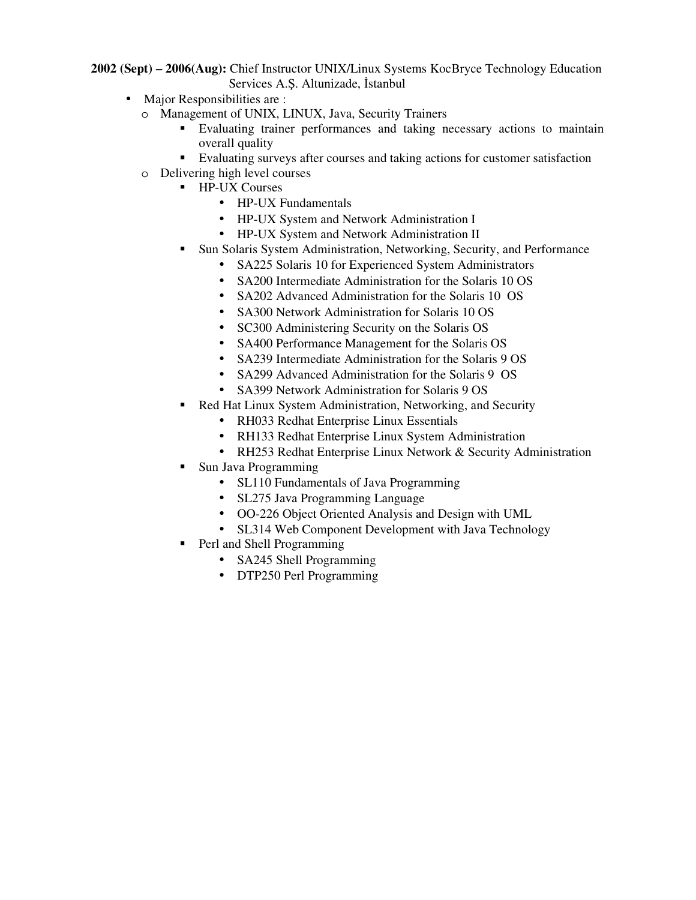**2002 (Sept) – 2006(Aug):** Chief Instructor UNIX/Linux Systems KocBryce Technology Education Services A.Ş. Altunizade, İstanbul

- Major Responsibilities are :
  - Management of UNIX, LINUX, Java, Security Trainers
    - Evaluating trainer performances and taking necessary actions to maintain overall quality
    - Evaluating surveys after courses and taking actions for customer satisfaction
  - Delivering high level courses
    - HP-UX Courses
      - HP-UX Fundamentals
      - HP-UX System and Network Administration I
      - HP-UX System and Network Administration II
    - Sun Solaris System Administration, Networking, Security, and Performance
      - SA225 Solaris 10 for Experienced System Administrators
      - SA200 Intermediate Administration for the Solaris 10 OS
      - SA202 Advanced Administration for the Solaris 10 OS
      - SA300 Network Administration for Solaris 10 OS
      - SC300 Administering Security on the Solaris OS
      - SA400 Performance Management for the Solaris OS
      - SA239 Intermediate Administration for the Solaris 9 OS
      - SA299 Advanced Administration for the Solaris 9 OS
      - SA399 Network Administration for Solaris 9 OS
    - Red Hat Linux System Administration, Networking, and Security
      - RH033 Redhat Enterprise Linux Essentials
      - RH133 Redhat Enterprise Linux System Administration
      - RH253 Redhat Enterprise Linux Network & Security Administration
    - Sun Java Programming
      - SL110 Fundamentals of Java Programming
      - SL275 Java Programming Language
      - OO-226 Object Oriented Analysis and Design with UML
      - SL314 Web Component Development with Java Technology
    - Perl and Shell Programming
      - SA245 Shell Programming
      - DTP250 Perl Programming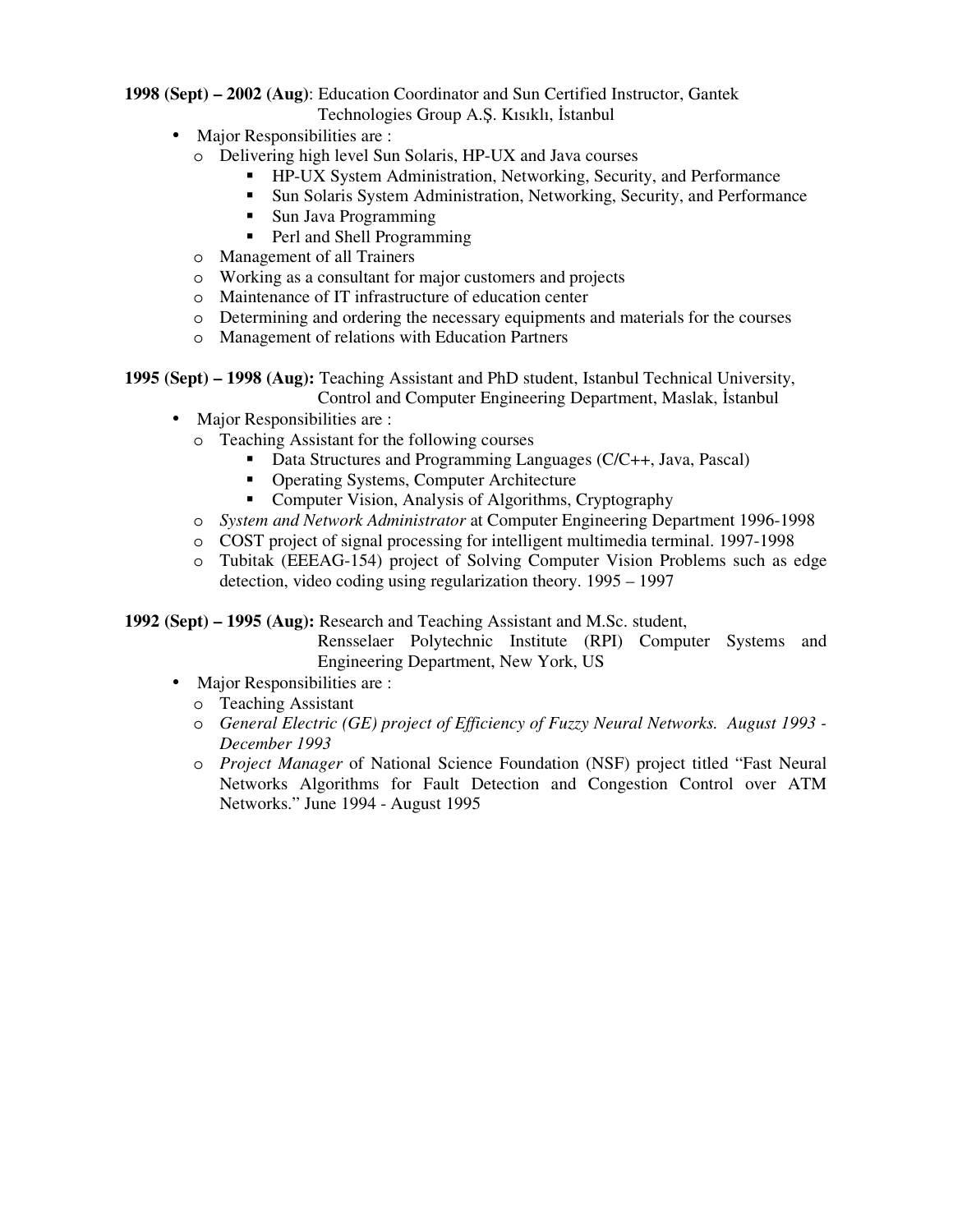**1998 (Sept) – 2002 (Aug)**: Education Coordinator and Sun Certified Instructor, Gantek Technologies Group A.Ş. Kısıklı, İstanbul

- Major Responsibilities are :
  - Delivering high level Sun Solaris, HP-UX and Java courses
    - HP-UX System Administration, Networking, Security, and Performance
    - Sun Solaris System Administration, Networking, Security, and Performance
    - Sun Java Programming
    - Perl and Shell Programming
  - Management of all Trainers
  - Working as a consultant for major customers and projects
  - Maintenance of IT infrastructure of education center
  - Determining and ordering the necessary equipments and materials for the courses
  - Management of relations with Education Partners

**1995 (Sept) – 1998 (Aug):** Teaching Assistant and PhD student, Istanbul Technical University, Control and Computer Engineering Department, Maslak, İstanbul

- Major Responsibilities are :
  - Teaching Assistant for the following courses
    - Data Structures and Programming Languages (C/C++, Java, Pascal)
    - Operating Systems, Computer Architecture
    - Computer Vision, Analysis of Algorithms, Cryptography
  - *System and Network Administrator* at Computer Engineering Department 1996-1998
  - COST project of signal processing for intelligent multimedia terminal. 1997-1998
  - Tubitak (EEEAG-154) project of Solving Computer Vision Problems such as edge detection, video coding using regularization theory. 1995 – 1997

**1992 (Sept) – 1995 (Aug):** Research and Teaching Assistant and M.Sc. student, Rensselaer Polytechnic Institute (RPI) Computer Systems and Engineering Department, New York, US

- Major Responsibilities are :
  - Teaching Assistant
  - *General Electric (GE) project of Efficiency of Fuzzy Neural Networks. August 1993 - December 1993*
  - *Project Manager* of National Science Foundation (NSF) project titled "Fast Neural Networks Algorithms for Fault Detection and Congestion Control over ATM Networks." June 1994 - August 1995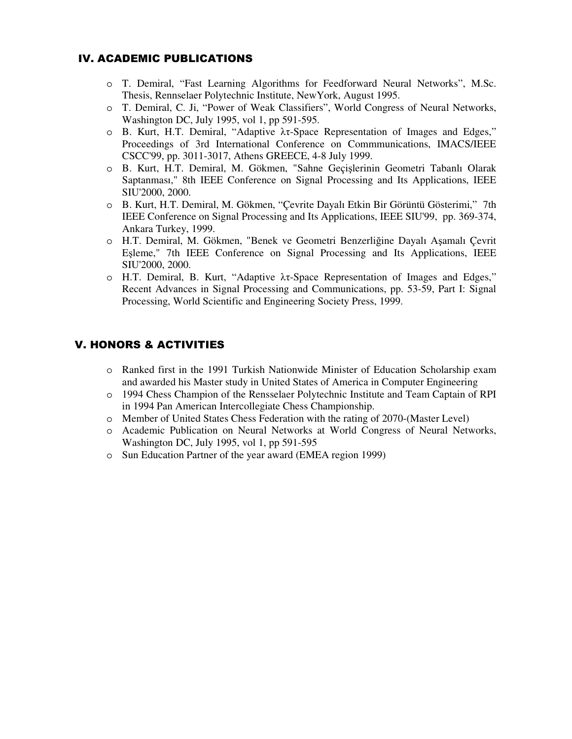## IV. ACADEMIC PUBLICATIONS

- T. Demiral, “Fast Learning Algorithms for Feedforward Neural Networks”, M.Sc. Thesis, Rennselaer Polytechnic Institute, NewYork, August 1995.
- T. Demiral, C. Ji, “Power of Weak Classifiers”, World Congress of Neural Networks, Washington DC, July 1995, vol 1, pp 591-595.
- B. Kurt, H.T. Demiral, “Adaptive λτ-Space Representation of Images and Edges,” Proceedings of 3rd International Conference on Commmunications, IMACS/IEEE CSCC'99, pp. 3011-3017, Athens GREECE, 4-8 July 1999.
- B. Kurt, H.T. Demiral, M. Gökmen, "Sahne Geçişlerinin Geometri Tabanlı Olarak Saptanması," 8th IEEE Conference on Signal Processing and Its Applications, IEEE SIU'2000, 2000.
- B. Kurt, H.T. Demiral, M. Gökmen, “Çevrite Dayalı Etkin Bir Görüntü Gösterimi,” 7th IEEE Conference on Signal Processing and Its Applications, IEEE SIU'99, pp. 369-374, Ankara Turkey, 1999.
- H.T. Demiral, M. Gökmen, "Benek ve Geometri Benzerliğine Dayalı Aşamalı Çevrit Eşleme," 7th IEEE Conference on Signal Processing and Its Applications, IEEE SIU'2000, 2000.
- H.T. Demiral, B. Kurt, “Adaptive λτ-Space Representation of Images and Edges,” Recent Advances in Signal Processing and Communications, pp. 53-59, Part I: Signal Processing, World Scientific and Engineering Society Press, 1999.

## V. HONORS & ACTIVITIES

- Ranked first in the 1991 Turkish Nationwide Minister of Education Scholarship exam and awarded his Master study in United States of America in Computer Engineering
- 1994 Chess Champion of the Rensselaer Polytechnic Institute and Team Captain of RPI in 1994 Pan American Intercollegiate Chess Championship.
- Member of United States Chess Federation with the rating of 2070-(Master Level)
- Academic Publication on Neural Networks at World Congress of Neural Networks, Washington DC, July 1995, vol 1, pp 591-595
- Sun Education Partner of the year award (EMEA region 1999)